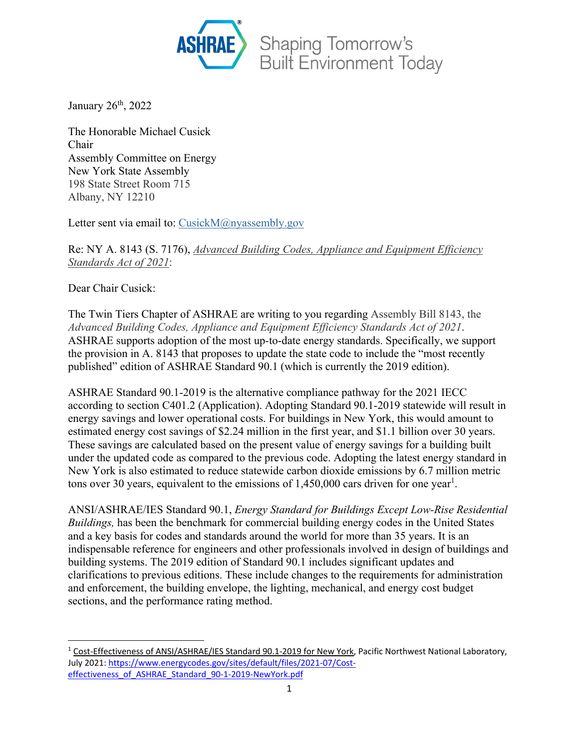ASHRAE® Shaping Tomorrow's Built Environment Today

January 26th, 2022

The Honorable Michael Cusick
Chair
Assembly Committee on Energy
New York State Assembly
198 State Street Room 715
Albany, NY 12210

Letter sent via email to: CusickM@nyassembly.gov

Re: NY A. 8143 (S. 7176), *Advanced Building Codes, Appliance and Equipment Efficiency Standards Act of 2021*:

Dear Chair Cusick:

The Twin Tiers Chapter of ASHRAE are writing to you regarding Assembly Bill 8143, the *Advanced Building Codes, Appliance and Equipment Efficiency Standards Act of 2021*. ASHRAE supports adoption of the most up-to-date energy standards. Specifically, we support the provision in A. 8143 that proposes to update the state code to include the "most recently published" edition of ASHRAE Standard 90.1 (which is currently the 2019 edition).

ASHRAE Standard 90.1-2019 is the alternative compliance pathway for the 2021 IECC according to section C401.2 (Application). Adopting Standard 90.1-2019 statewide will result in energy savings and lower operational costs. For buildings in New York, this would amount to estimated energy cost savings of $2.24 million in the first year, and $1.1 billion over 30 years. These savings are calculated based on the present value of energy savings for a building built under the updated code as compared to the previous code. Adopting the latest energy standard in New York is also estimated to reduce statewide carbon dioxide emissions by 6.7 million metric tons over 30 years, equivalent to the emissions of 1,450,000 cars driven for one year[1].

ANSI/ASHRAE/IES Standard 90.1, *Energy Standard for Buildings Except Low-Rise Residential Buildings,* has been the benchmark for commercial building energy codes in the United States and a key basis for codes and standards around the world for more than 35 years. It is an indispensable reference for engineers and other professionals involved in design of buildings and building systems. The 2019 edition of Standard 90.1 includes significant updates and clarifications to previous editions. These include changes to the requirements for administration and enforcement, the building envelope, the lighting, mechanical, and energy cost budget sections, and the performance rating method.

---

[1] Cost-Effectiveness of ANSI/ASHRAE/IES Standard 90.1-2019 for New York, Pacific Northwest National Laboratory, July 2021: https://www.energycodes.gov/sites/default/files/2021-07/Cost-effectiveness_of_ASHRAE_Standard_90-1-2019-NewYork.pdf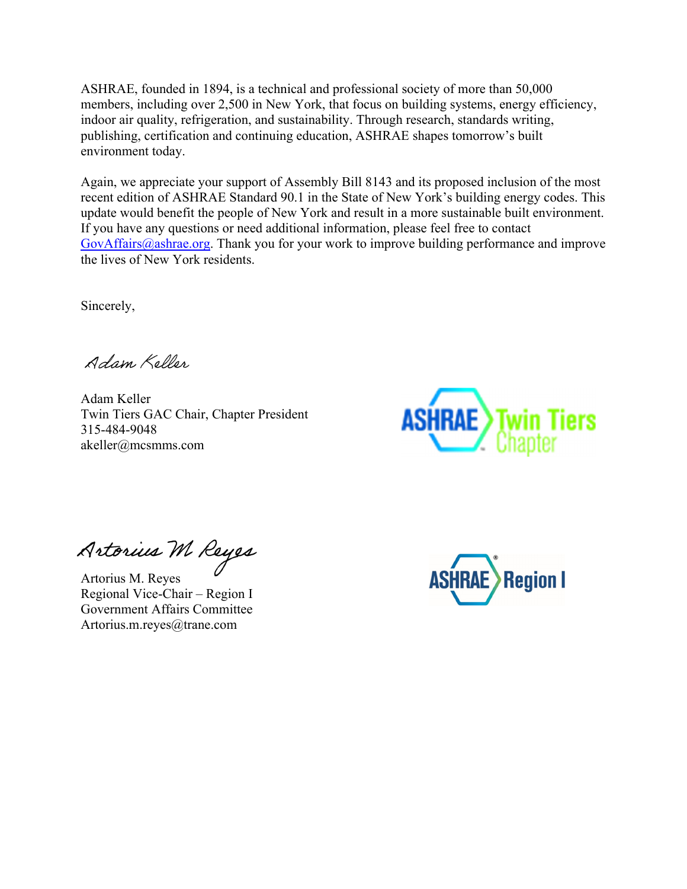ASHRAE, founded in 1894, is a technical and professional society of more than 50,000 members, including over 2,500 in New York, that focus on building systems, energy efficiency, indoor air quality, refrigeration, and sustainability. Through research, standards writing, publishing, certification and continuing education, ASHRAE shapes tomorrow's built environment today.

Again, we appreciate your support of Assembly Bill 8143 and its proposed inclusion of the most recent edition of ASHRAE Standard 90.1 in the State of New York's building energy codes. This update would benefit the people of New York and result in a more sustainable built environment. If you have any questions or need additional information, please feel free to contact GovAffairs@ashrae.org. Thank you for your work to improve building performance and improve the lives of New York residents.

Sincerely,

*Adam Keller*

Adam Keller
Twin Tiers GAC Chair, Chapter President
315-484-9048
akeller@mcsmms.com

ASHRAE Twin Tiers Chapter

*Artorius M Reyes*

Artorius M. Reyes
Regional Vice-Chair – Region I
Government Affairs Committee
Artorius.m.reyes@trane.com

ASHRAE Region I